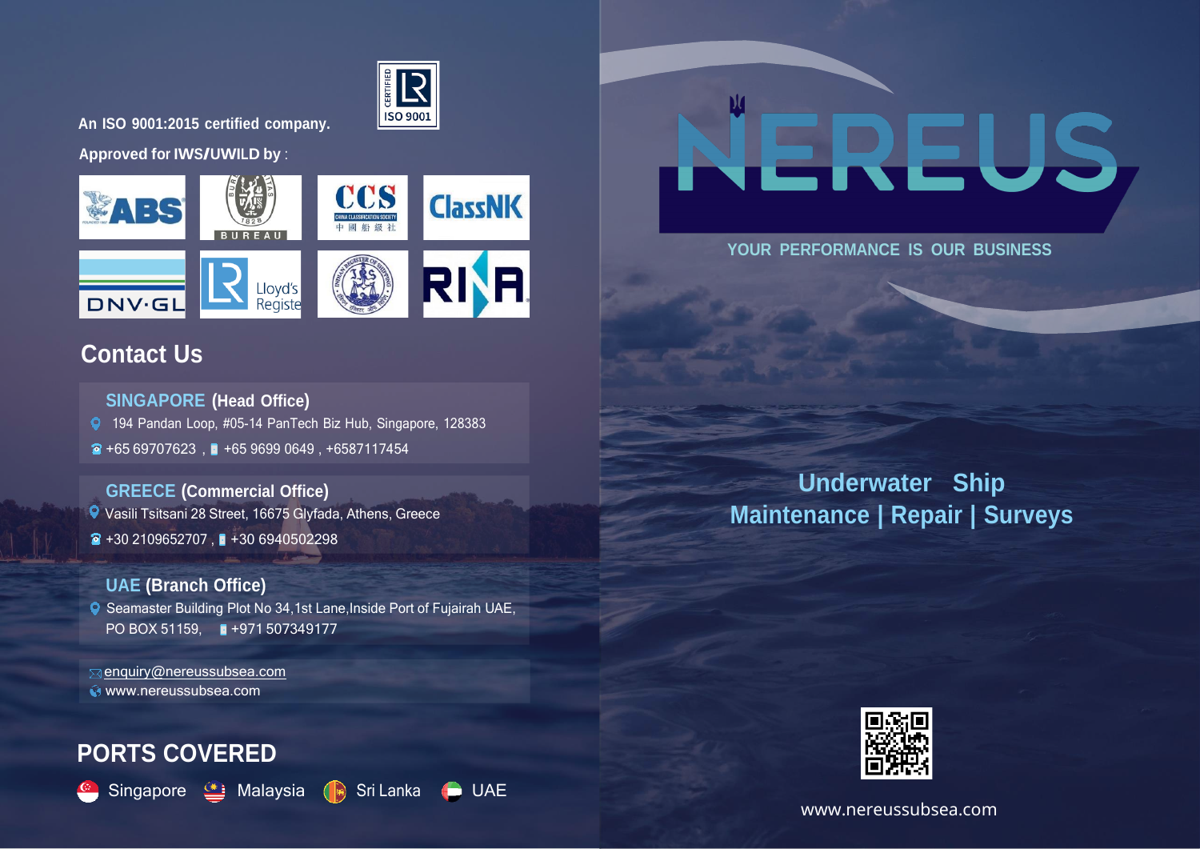An ISO 9001:2015 certified company.

Approved for IWS/UWILD by :

ABS, BUREAU VERITAS, CCS, ClassNK, DNV·GL, Lloyd's Register, Indian Register of Shipping, RINA

## Contact Us

**SINGAPORE (Head Office)**

194 Pandan Loop, #05-14 PanTech Biz Hub, Singapore, 128383

+65 69707623 , +65 9699 0649 , +6587117454

**GREECE (Commercial Office)**

Vasili Tsitsani 28 Street, 16675 Glyfada, Athens, Greece

+30 2109652707 , +30 6940502298

**UAE (Branch Office)**

Seamaster Building Plot No 34,1st Lane,Inside Port of Fujairah UAE, PO BOX 51159, +971 507349177

enquiry@nereussubsea.com

www.nereussubsea.com

## PORTS COVERED

Singapore Malaysia Sri Lanka UAE

# NEREUS

YOUR PERFORMANCE IS OUR BUSINESS

## Underwater Ship Maintenance | Repair | Surveys

www.nereussubsea.com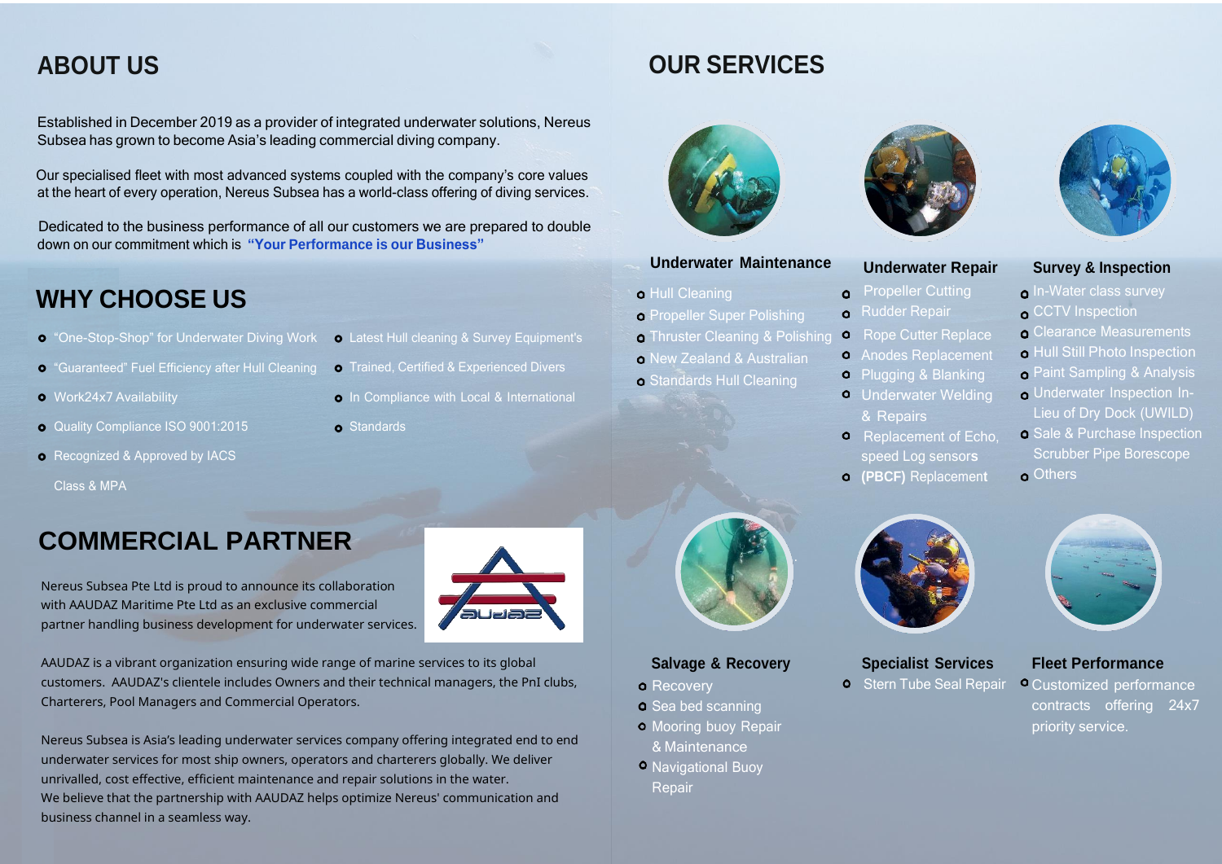## ABOUT US

Established in December 2019 as a provider of integrated underwater solutions, Nereus Subsea has grown to become Asia's leading commercial diving company.

Our specialised fleet with most advanced systems coupled with the company's core values at the heart of every operation, Nereus Subsea has a world-class offering of diving services.

Dedicated to the business performance of all our customers we are prepared to double down on our commitment which is **"Your Performance is our Business"**

## WHY CHOOSE US

- "One-Stop-Shop" for Underwater Diving Work
- "Guaranteed" Fuel Efficiency after Hull Cleaning
- Work24x7 Availability
- Quality Compliance ISO 9001:2015
- Recognized & Approved by IACS Class & MPA
- Latest Hull cleaning & Survey Equipment's
- Trained, Certified & Experienced Divers
- In Compliance with Local & International Standards

## COMMERCIAL PARTNER

Nereus Subsea Pte Ltd is proud to announce its collaboration with AAUDAZ Maritime Pte Ltd as an exclusive commercial partner handling business development for underwater services.

AAUDAZ is a vibrant organization ensuring wide range of marine services to its global customers. AAUDAZ's clientele includes Owners and their technical managers, the PnI clubs, Charterers, Pool Managers and Commercial Operators.

Nereus Subsea is Asia's leading underwater services company offering integrated end to end underwater services for most ship owners, operators and charterers globally. We deliver unrivalled, cost effective, efficient maintenance and repair solutions in the water.
We believe that the partnership with AAUDAZ helps optimize Nereus' communication and business channel in a seamless way.

## OUR SERVICES

### Underwater Maintenance

- Hull Cleaning
- Propeller Super Polishing
- Thruster Cleaning & Polishing
- New Zealand & Australian Standards Hull Cleaning

### Underwater Repair

- Propeller Cutting
- Rudder Repair
- Rope Cutter Replace
- Anodes Replacement
- Plugging & Blanking
- Underwater Welding & Repairs
- Replacement of Echo, speed Log sensors
- **(PBCF)** Replacement

### Survey & Inspection

- In-Water class survey
- CCTV Inspection
- Clearance Measurements
- Hull Still Photo Inspection
- Paint Sampling & Analysis
- Underwater Inspection In-Lieu of Dry Dock (UWILD)
- Sale & Purchase Inspection Scrubber Pipe Borescope
- Others

### Salvage & Recovery

- Recovery
- Sea bed scanning
- Mooring buoy Repair & Maintenance
- Navigational Buoy Repair

### Specialist Services

- Stern Tube Seal Repair

### Fleet Performance

- Customized performance contracts offering 24x7 priority service.